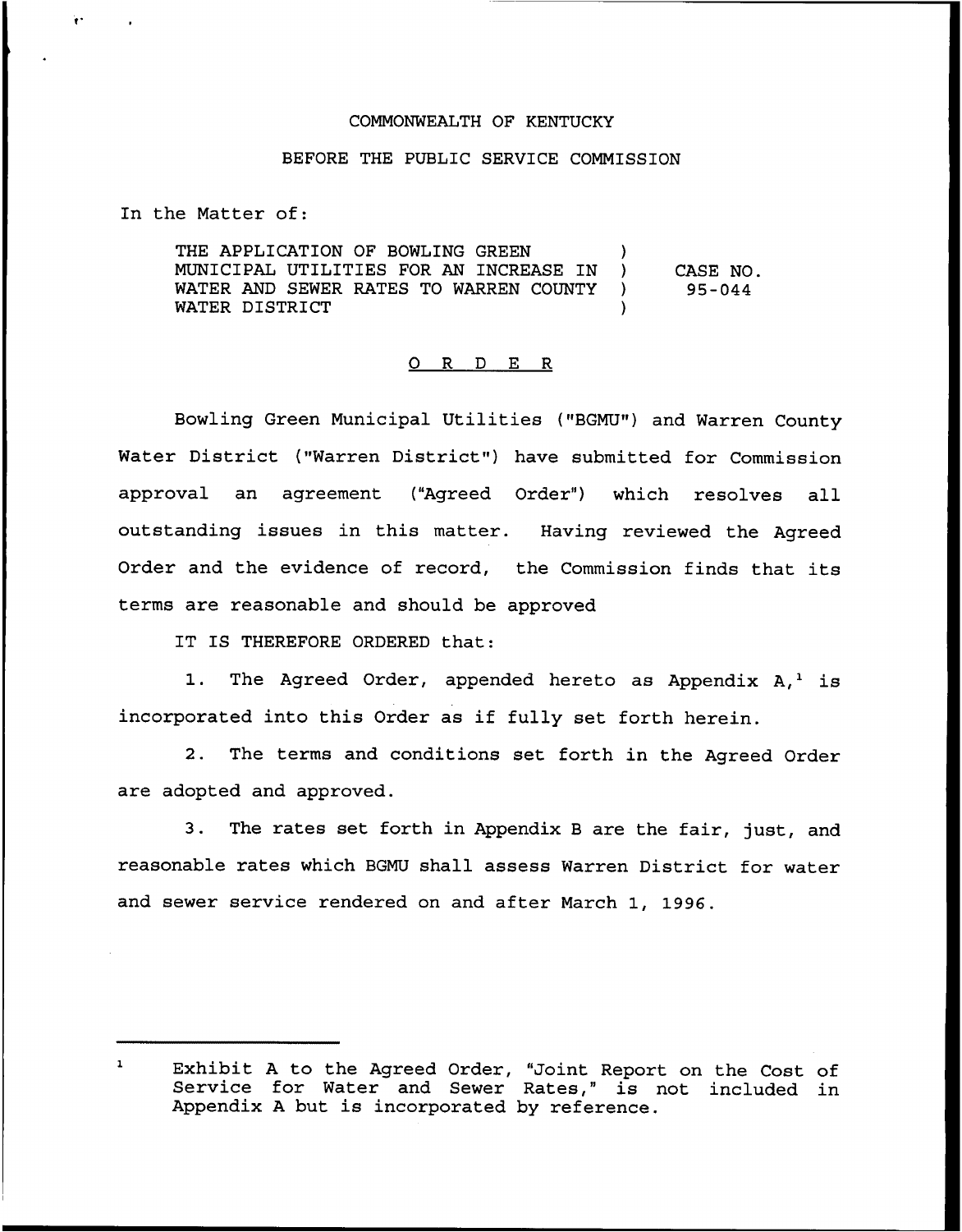COMMONWEALTH OF KENTUCKY

BEFORE THE PUBLIC SERVICE COMMISSION

In the Matter of:

| | | |
|---|---|---|
| THE APPLICATION OF BOWLING GREEN MUNICIPAL UTILITIES FOR AN INCREASE IN WATER AND SEWER RATES TO WARREN COUNTY WATER DISTRICT | ) ) ) ) | CASE NO. 95-044 |

# O R D E R

Bowling Green Municipal Utilities ("BGMU") and Warren County Water District ("Warren District") have submitted for Commission approval an agreement ("Agreed Order") which resolves all outstanding issues in this matter. Having reviewed the Agreed Order and the evidence of record, the Commission finds that its terms are reasonable and should be approved

IT IS THEREFORE ORDERED that:

1. The Agreed Order, appended hereto as Appendix A,[1] is incorporated into this Order as if fully set forth herein.

2. The terms and conditions set forth in the Agreed Order are adopted and approved.

3. The rates set forth in Appendix B are the fair, just, and reasonable rates which BGMU shall assess Warren District for water and sewer service rendered on and after March 1, 1996.

---

[1] Exhibit A to the Agreed Order, "Joint Report on the Cost of Service for Water and Sewer Rates," is not included in Appendix A but is incorporated by reference.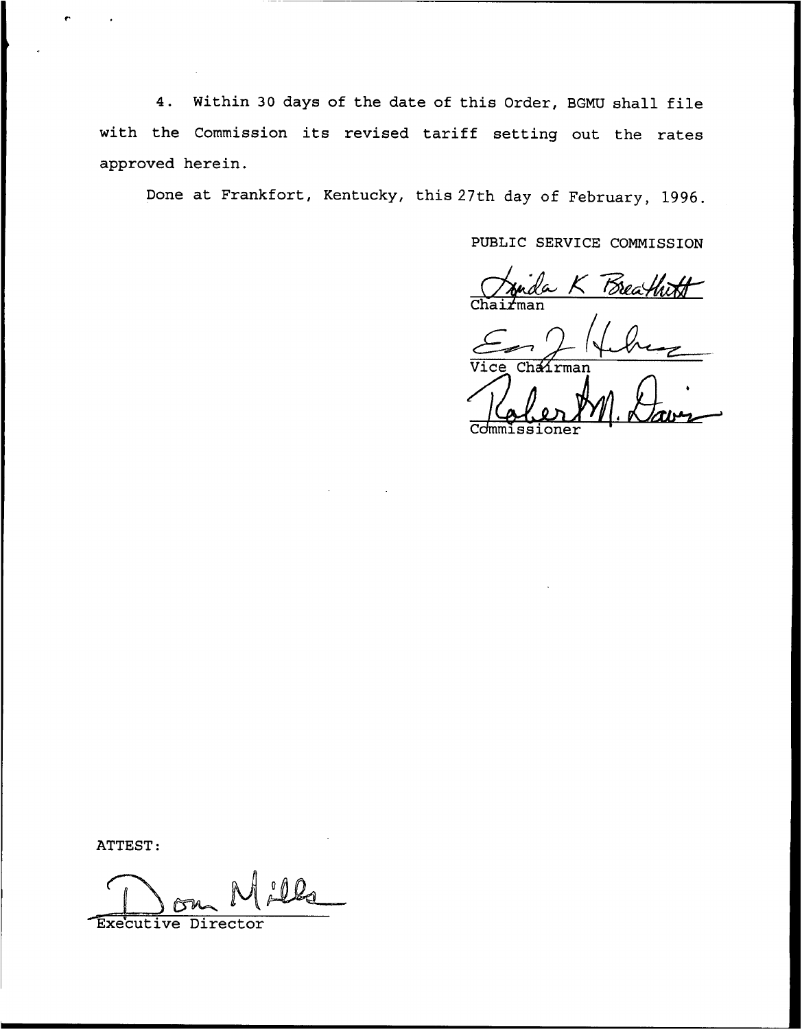4. Within 30 days of the date of this Order, BGMU shall file with the Commission its revised tariff setting out the rates approved herein.

Done at Frankfort, Kentucky, this 27th day of February, 1996.

PUBLIC SERVICE COMMISSION

Chairman

Vice Chairman

Commissioner

ATTEST:

Executive Director